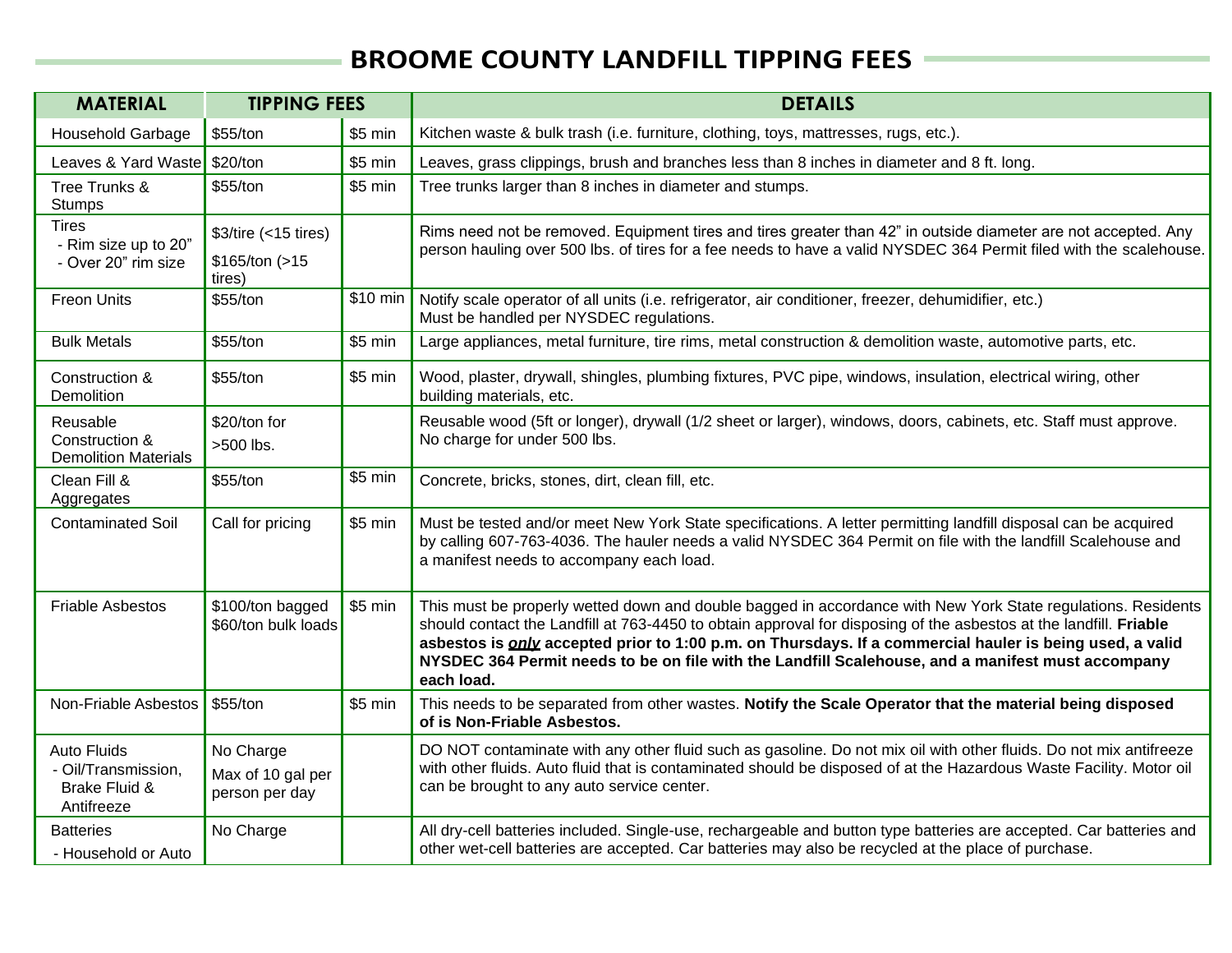# BROOME COUNTY LANDFILL TIPPING FEES

| MATERIAL | TIPPING FEES | | DETAILS |
|---|---|---|---|
| Household Garbage | $55/ton | $5 min | Kitchen waste & bulk trash (i.e. furniture, clothing, toys, mattresses, rugs, etc.). |
| Leaves & Yard Waste | $20/ton | $5 min | Leaves, grass clippings, brush and branches less than 8 inches in diameter and 8 ft. long. |
| Tree Trunks & Stumps | $55/ton | $5 min | Tree trunks larger than 8 inches in diameter and stumps. |
| Tires<br>- Rim size up to 20"<br>- Over 20" rim size | $3/tire (<15 tires)<br>$165/ton (>15 tires) | | Rims need not be removed. Equipment tires and tires greater than 42" in outside diameter are not accepted. Any person hauling over 500 lbs. of tires for a fee needs to have a valid NYSDEC 364 Permit filed with the scalehouse. |
| Freon Units | $55/ton | $10 min | Notify scale operator of all units (i.e. refrigerator, air conditioner, freezer, dehumidifier, etc.)<br>Must be handled per NYSDEC regulations. |
| Bulk Metals | $55/ton | $5 min | Large appliances, metal furniture, tire rims, metal construction & demolition waste, automotive parts, etc. |
| Construction & Demolition | $55/ton | $5 min | Wood, plaster, drywall, shingles, plumbing fixtures, PVC pipe, windows, insulation, electrical wiring, other building materials, etc. |
| Reusable Construction & Demolition Materials | $20/ton for >500 lbs. | | Reusable wood (5ft or longer), drywall (1/2 sheet or larger), windows, doors, cabinets, etc. Staff must approve.<br>No charge for under 500 lbs. |
| Clean Fill & Aggregates | $55/ton | $5 min | Concrete, bricks, stones, dirt, clean fill, etc. |
| Contaminated Soil | Call for pricing | $5 min | Must be tested and/or meet New York State specifications. A letter permitting landfill disposal can be acquired by calling 607-763-4036. The hauler needs a valid NYSDEC 364 Permit on file with the landfill Scalehouse and a manifest needs to accompany each load. |
| Friable Asbestos | $100/ton bagged<br>$60/ton bulk loads | $5 min | This must be properly wetted down and double bagged in accordance with New York State regulations. Residents should contact the Landfill at 763-4450 to obtain approval for disposing of the asbestos at the landfill. **Friable asbestos is *only* accepted prior to 1:00 p.m. on Thursdays. If a commercial hauler is being used, a valid NYSDEC 364 Permit needs to be on file with the Landfill Scalehouse, and a manifest must accompany each load.** |
| Non-Friable Asbestos | $55/ton | $5 min | This needs to be separated from other wastes. **Notify the Scale Operator that the material being disposed of is Non-Friable Asbestos.** |
| Auto Fluids<br>- Oil/Transmission, Brake Fluid & Antifreeze | No Charge<br>Max of 10 gal per person per day | | DO NOT contaminate with any other fluid such as gasoline. Do not mix oil with other fluids. Do not mix antifreeze with other fluids. Auto fluid that is contaminated should be disposed of at the Hazardous Waste Facility. Motor oil can be brought to any auto service center. |
| Batteries<br>- Household or Auto | No Charge | | All dry-cell batteries included. Single-use, rechargeable and button type batteries are accepted. Car batteries and other wet-cell batteries are accepted. Car batteries may also be recycled at the place of purchase. |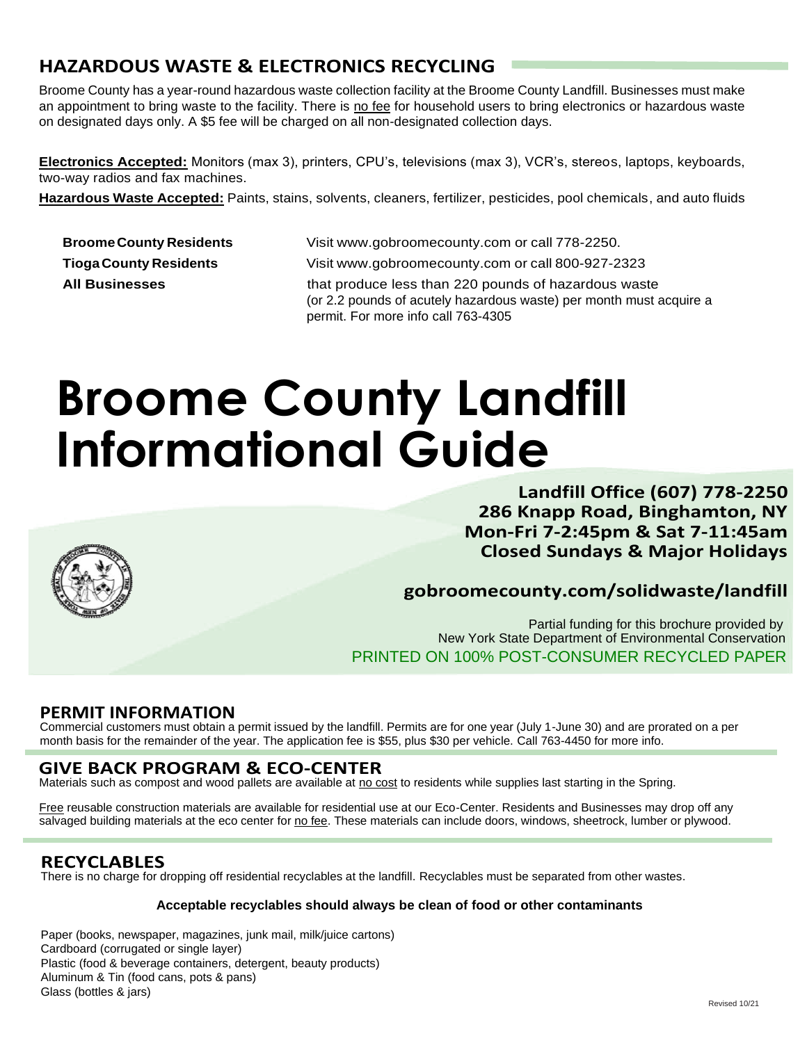## HAZARDOUS WASTE & ELECTRONICS RECYCLING

Broome County has a year-round hazardous waste collection facility at the Broome County Landfill. Businesses must make an appointment to bring waste to the facility. There is no fee for household users to bring electronics or hazardous waste on designated days only. A $5 fee will be charged on all non-designated collection days.

**Electronics Accepted:** Monitors (max 3), printers, CPU's, televisions (max 3), VCR's, stereos, laptops, keyboards, two-way radios and fax machines.

**Hazardous Waste Accepted:** Paints, stains, solvents, cleaners, fertilizer, pesticides, pool chemicals, and auto fluids

| | |
|---|---|
| **Broome County Residents** | Visit www.gobroomecounty.com or call 778-2250. |
| **Tioga County Residents** | Visit www.gobroomecounty.com or call 800-927-2323 |
| **All Businesses** | that produce less than 220 pounds of hazardous waste (or 2.2 pounds of acutely hazardous waste) per month must acquire a permit. For more info call 763-4305 |

# Broome County Landfill Informational Guide

**Landfill Office (607) 778-2250**
**286 Knapp Road, Binghamton, NY**
**Mon-Fri 7-2:45pm & Sat 7-11:45am**
**Closed Sundays & Major Holidays**

**gobroomecounty.com/solidwaste/landfill**

Partial funding for this brochure provided by New York State Department of Environmental Conservation

PRINTED ON 100% POST-CONSUMER RECYCLED PAPER

## PERMIT INFORMATION

Commercial customers must obtain a permit issued by the landfill. Permits are for one year (July 1-June 30) and are prorated on a per month basis for the remainder of the year. The application fee is $55, plus $30 per vehicle. Call 763-4450 for more info.

## GIVE BACK PROGRAM & ECO-CENTER

Materials such as compost and wood pallets are available at no cost to residents while supplies last starting in the Spring.

Free reusable construction materials are available for residential use at our Eco-Center. Residents and Businesses may drop off any salvaged building materials at the eco center for no fee. These materials can include doors, windows, sheetrock, lumber or plywood.

## RECYCLABLES

There is no charge for dropping off residential recyclables at the landfill. Recyclables must be separated from other wastes.

**Acceptable recyclables should always be clean of food or other contaminants**

Paper (books, newspaper, magazines, junk mail, milk/juice cartons)
Cardboard (corrugated or single layer)
Plastic (food & beverage containers, detergent, beauty products)
Aluminum & Tin (food cans, pots & pans)
Glass (bottles & jars)

Revised 10/21